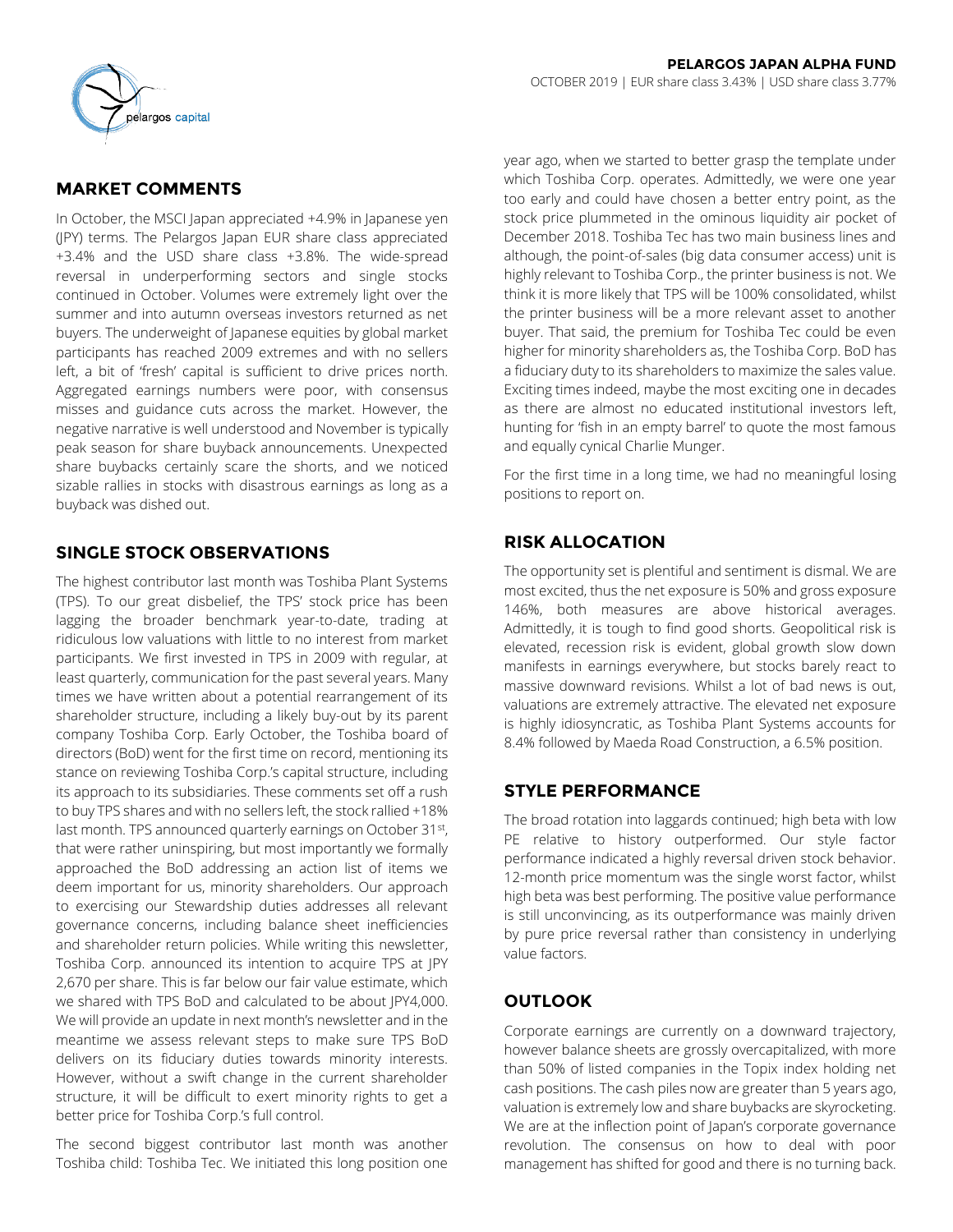**PELARGOS JAPAN ALPHA FUND**

OCTOBER 2019 | EUR share class 3.43% | USD share class 3.77%

## MARKET COMMENTS

In October, the MSCI Japan appreciated +4.9% in Japanese yen (JPY) terms. The Pelargos Japan EUR share class appreciated +3.4% and the USD share class +3.8%. The wide-spread reversal in underperforming sectors and single stocks continued in October. Volumes were extremely light over the summer and into autumn overseas investors returned as net buyers. The underweight of Japanese equities by global market participants has reached 2009 extremes and with no sellers left, a bit of 'fresh' capital is sufficient to drive prices north. Aggregated earnings numbers were poor, with consensus misses and guidance cuts across the market. However, the negative narrative is well understood and November is typically peak season for share buyback announcements. Unexpected share buybacks certainly scare the shorts, and we noticed sizable rallies in stocks with disastrous earnings as long as a buyback was dished out.

## SINGLE STOCK OBSERVATIONS

The highest contributor last month was Toshiba Plant Systems (TPS). To our great disbelief, the TPS' stock price has been lagging the broader benchmark year-to-date, trading at ridiculous low valuations with little to no interest from market participants. We first invested in TPS in 2009 with regular, at least quarterly, communication for the past several years. Many times we have written about a potential rearrangement of its shareholder structure, including a likely buy-out by its parent company Toshiba Corp. Early October, the Toshiba board of directors (BoD) went for the first time on record, mentioning its stance on reviewing Toshiba Corp.'s capital structure, including its approach to its subsidiaries. These comments set off a rush to buy TPS shares and with no sellers left, the stock rallied +18% last month. TPS announced quarterly earnings on October 31st, that were rather uninspiring, but most importantly we formally approached the BoD addressing an action list of items we deem important for us, minority shareholders. Our approach to exercising our Stewardship duties addresses all relevant governance concerns, including balance sheet inefficiencies and shareholder return policies. While writing this newsletter, Toshiba Corp. announced its intention to acquire TPS at JPY 2,670 per share. This is far below our fair value estimate, which we shared with TPS BoD and calculated to be about JPY4,000. We will provide an update in next month's newsletter and in the meantime we assess relevant steps to make sure TPS BoD delivers on its fiduciary duties towards minority interests. However, without a swift change in the current shareholder structure, it will be difficult to exert minority rights to get a better price for Toshiba Corp.'s full control.

The second biggest contributor last month was another Toshiba child: Toshiba Tec. We initiated this long position one year ago, when we started to better grasp the template under which Toshiba Corp. operates. Admittedly, we were one year too early and could have chosen a better entry point, as the stock price plummeted in the ominous liquidity air pocket of December 2018. Toshiba Tec has two main business lines and although, the point-of-sales (big data consumer access) unit is highly relevant to Toshiba Corp., the printer business is not. We think it is more likely that TPS will be 100% consolidated, whilst the printer business will be a more relevant asset to another buyer. That said, the premium for Toshiba Tec could be even higher for minority shareholders as, the Toshiba Corp. BoD has a fiduciary duty to its shareholders to maximize the sales value. Exciting times indeed, maybe the most exciting one in decades as there are almost no educated institutional investors left, hunting for 'fish in an empty barrel' to quote the most famous and equally cynical Charlie Munger.

For the first time in a long time, we had no meaningful losing positions to report on.

## RISK ALLOCATION

The opportunity set is plentiful and sentiment is dismal. We are most excited, thus the net exposure is 50% and gross exposure 146%, both measures are above historical averages. Admittedly, it is tough to find good shorts. Geopolitical risk is elevated, recession risk is evident, global growth slow down manifests in earnings everywhere, but stocks barely react to massive downward revisions. Whilst a lot of bad news is out, valuations are extremely attractive. The elevated net exposure is highly idiosyncratic, as Toshiba Plant Systems accounts for 8.4% followed by Maeda Road Construction, a 6.5% position.

## STYLE PERFORMANCE

The broad rotation into laggards continued; high beta with low PE relative to history outperformed. Our style factor performance indicated a highly reversal driven stock behavior. 12-month price momentum was the single worst factor, whilst high beta was best performing. The positive value performance is still unconvincing, as its outperformance was mainly driven by pure price reversal rather than consistency in underlying value factors.

## OUTLOOK

Corporate earnings are currently on a downward trajectory, however balance sheets are grossly overcapitalized, with more than 50% of listed companies in the Topix index holding net cash positions. The cash piles now are greater than 5 years ago, valuation is extremely low and share buybacks are skyrocketing. We are at the inflection point of Japan's corporate governance revolution. The consensus on how to deal with poor management has shifted for good and there is no turning back.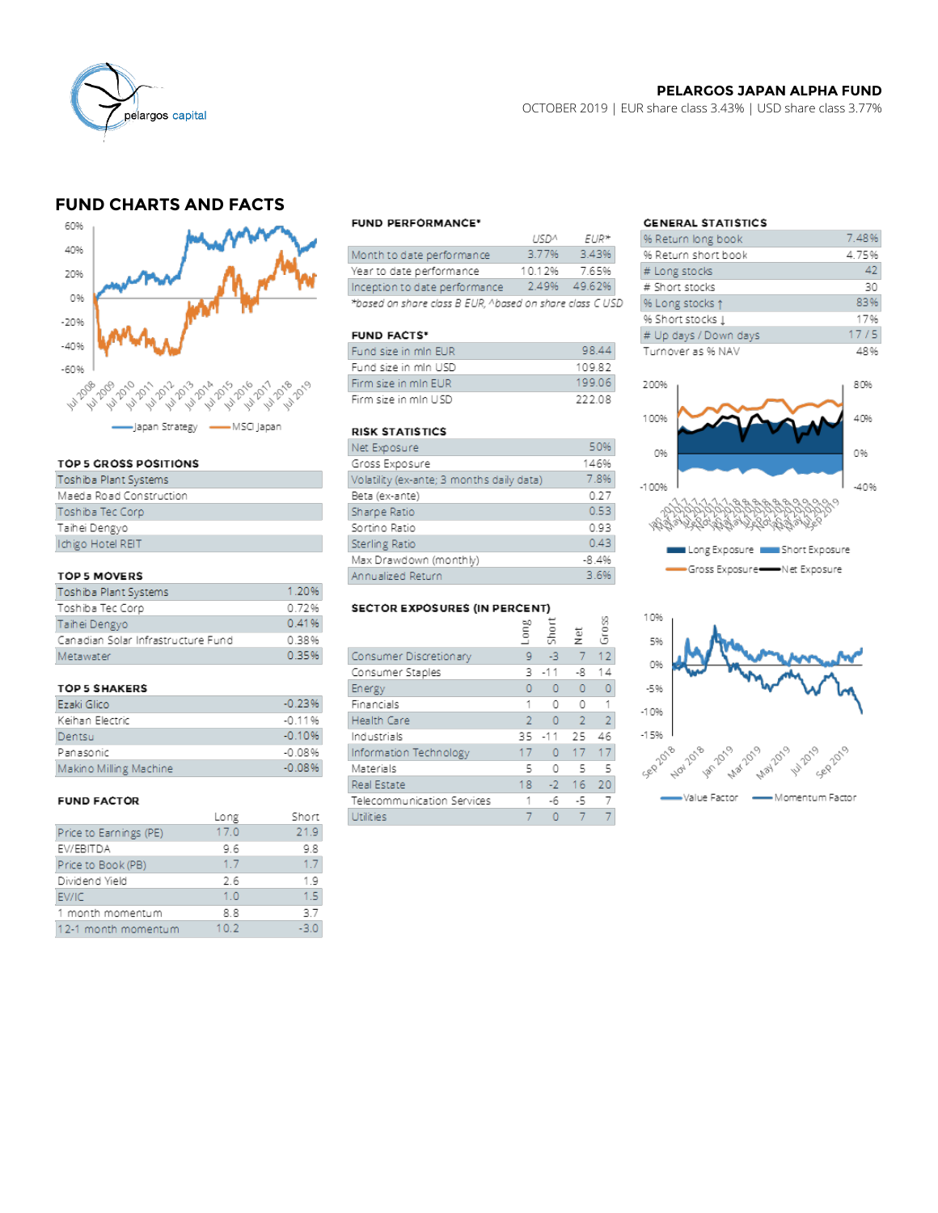**PELARGOS JAPAN ALPHA FUND**

OCTOBER 2019 | EUR share class 3.43% | USD share class 3.77%

## FUND CHARTS AND FACTS

Japan Strategy — MSCI Japan

### TOP 5 GROSS POSITIONS

| |
|---|
| Toshiba Plant Systems |
| Maeda Road Construction |
| Toshiba Tec Corp |
| Taihei Dengyo |
| Ichigo Hotel REIT |

### TOP 5 MOVERS

| | |
|---|---|
| Toshiba Plant Systems | 1.20% |
| Toshiba Tec Corp | 0.72% |
| Taihei Dengyo | 0.41% |
| Canadian Solar Infrastructure Fund | 0.38% |
| Metawater | 0.35% |

### TOP 5 SHAKERS

| | |
|---|---|
| Ezaki Glico | -0.23% |
| Keihan Electric | -0.11% |
| Dentsu | -0.10% |
| Panasonic | -0.08% |
| Makino Milling Machine | -0.08% |

### FUND FACTOR

| | Long | Short |
|---|---|---|
| Price to Earnings (PE) | 17.0 | 21.9 |
| EV/EBITDA | 9.6 | 9.8 |
| Price to Book (PB) | 1.7 | 1.7 |
| Dividend Yield | 2.6 | 1.9 |
| EV/IC | 1.0 | 1.5 |
| 1 month momentum | 8.8 | 3.7 |
| 12-1 month momentum | 10.2 | -3.0 |

### FUND PERFORMANCE*

| | USD^ | EUR* |
|---|---|---|
| Month to date performance | 3.77% | 3.43% |
| Year to date performance | 10.12% | 7.65% |
| Inception to date performance | 2.49% | 49.62% |

*based on share class B EUR, ^based on share class C USD

### FUND FACTS*

| | |
|---|---|
| Fund size in mln EUR | 98.44 |
| Fund size in mln USD | 109.82 |
| Firm size in mln EUR | 199.06 |
| Firm size in mln USD | 222.08 |

### RISK STATISTICS

| | |
|---|---|
| Net Exposure | 50% |
| Gross Exposure | 146% |
| Volatility (ex-ante; 3 months daily data) | 7.8% |
| Beta (ex-ante) | 0.27 |
| Sharpe Ratio | 0.53 |
| Sortino Ratio | 0.93 |
| Sterling Ratio | 0.43 |
| Max Drawdown (monthly) | -8.4% |
| Annualized Return | 3.6% |

### SECTOR EXPOSURES (IN PERCENT)

| | Long | Short | Net | Gross |
|---|---|---|---|---|
| Consumer Discretionary | 9 | -3 | 7 | 12 |
| Consumer Staples | 3 | -11 | -8 | 14 |
| Energy | 0 | 0 | 0 | 0 |
| Financials | 1 | 0 | 0 | 1 |
| Health Care | 2 | 0 | 2 | 2 |
| Industrials | 35 | -11 | 25 | 46 |
| Information Technology | 17 | 0 | 17 | 17 |
| Materials | 5 | 0 | 5 | 5 |
| Real Estate | 18 | -2 | 16 | 20 |
| Telecommunication Services | 1 | -6 | -5 | 7 |
| Utilities | 7 | 0 | 7 | 7 |

### GENERAL STATISTICS

| | |
|---|---|
| % Return long book | 7.48% |
| % Return short book | 4.75% |
| # Long stocks | 42 |
| # Short stocks | 30 |
| % Long stocks ↑ | 83% |
| % Short stocks ↓ | 17% |
| # Up days / Down days | 17 / 5 |
| Turnover as % NAV | 48% |

Long Exposure — Short Exposure — Gross Exposure — Net Exposure

Value Factor — Momentum Factor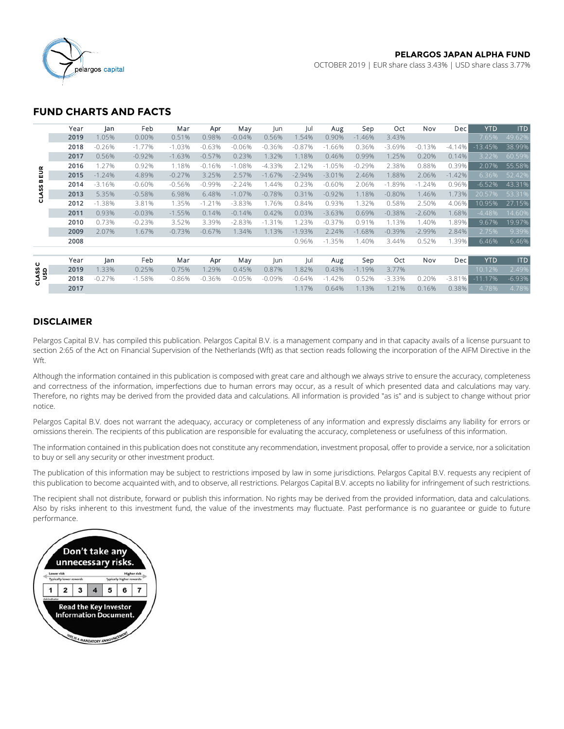**PELARGOS JAPAN ALPHA FUND**

OCTOBER 2019 | EUR share class 3.43% | USD share class 3.77%

## FUND CHARTS AND FACTS

| | Year | Jan | Feb | Mar | Apr | May | Jun | Jul | Aug | Sep | Oct | Nov | Dec | YTD | ITD |
|---|---|---|---|---|---|---|---|---|---|---|---|---|---|---|---|
| CLASS B EUR | 2019 | 1.05% | 0.00% | 0.51% | 0.98% | -0.04% | 0.56% | 1.54% | 0.90% | -1.46% | 3.43% | | | 7.65% | 49.62% |
| | 2018 | -0.26% | -1.77% | -1.03% | -0.63% | -0.06% | -0.36% | -0.87% | -1.66% | 0.36% | -3.69% | -0.13% | -4.14% | -13.45% | 38.99% |
| | 2017 | 0.56% | -0.92% | -1.63% | -0.57% | 0.23% | 1.32% | 1.18% | 0.46% | 0.99% | 1.25% | 0.20% | 0.14% | 3.22% | 60.59% |
| | 2016 | 1.27% | 0.92% | 1.18% | -0.16% | -1.08% | -4.33% | 2.12% | -1.05% | -0.29% | 2.38% | 0.88% | 0.39% | 2.07% | 55.58% |
| | 2015 | -1.24% | 4.89% | -0.27% | 3.25% | 2.57% | -1.67% | -2.94% | -3.01% | 2.46% | 1.88% | 2.06% | -1.42% | 6.36% | 52.42% |
| | 2014 | -3.16% | -0.60% | -0.56% | -0.99% | -2.24% | 1.44% | 0.23% | -0.60% | 2.06% | -1.89% | -1.24% | 0.96% | -6.52% | 43.31% |
| | 2013 | 5.35% | -0.58% | 6.98% | 6.48% | -1.07% | -0.78% | 0.31% | -0.92% | 1.18% | -0.80% | 1.46% | 1.73% | 20.57% | 53.31% |
| | 2012 | -1.38% | 3.81% | 1.35% | -1.21% | -3.83% | 1.76% | 0.84% | 0.93% | 1.32% | 0.58% | 2.50% | 4.06% | 10.95% | 27.15% |
| | 2011 | 0.93% | -0.03% | -1.55% | 0.14% | -0.14% | 0.42% | 0.03% | -3.63% | 0.69% | -0.38% | -2.60% | 1.68% | -4.48% | 14.60% |
| | 2010 | 0.73% | -0.23% | 3.52% | 3.39% | -2.83% | -1.31% | 1.23% | -0.37% | 0.91% | 1.13% | 1.40% | 1.89% | 9.67% | 19.97% |
| | 2009 | 2.07% | 1.67% | -0.73% | -0.67% | 1.34% | 1.13% | -1.93% | 2.24% | -1.68% | -0.39% | -2.99% | 2.84% | 2.75% | 9.39% |
| | 2008 | | | | | | | 0.96% | -1.35% | 1.40% | 3.44% | 0.52% | 1.39% | 6.46% | 6.46% |

| | Year | Jan | Feb | Mar | Apr | May | Jun | Jul | Aug | Sep | Oct | Nov | Dec | YTD | ITD |
|---|---|---|---|---|---|---|---|---|---|---|---|---|---|---|---|
| CLASS C USD | 2019 | 1.33% | 0.25% | 0.75% | 1.29% | 0.45% | 0.87% | 1.82% | 0.43% | -1.19% | 3.77% | | | 10.12% | 2.49% |
| | 2018 | -0.27% | -1.58% | -0.86% | -0.36% | -0.05% | -0.09% | -0.64% | -1.42% | 0.52% | -3.33% | 0.20% | -3.81% | -11.17% | -6.93% |
| | 2017 | | | | | | | 1.17% | 0.64% | 1.13% | 1.21% | 0.16% | 0.38% | 4.78% | 4.78% |

## DISCLAIMER

Pelargos Capital B.V. has compiled this publication. Pelargos Capital B.V. is a management company and in that capacity avails of a license pursuant to section 2:65 of the Act on Financial Supervision of the Netherlands (Wft) as that section reads following the incorporation of the AIFM Directive in the Wft.

Although the information contained in this publication is composed with great care and although we always strive to ensure the accuracy, completeness and correctness of the information, imperfections due to human errors may occur, as a result of which presented data and calculations may vary. Therefore, no rights may be derived from the provided data and calculations. All information is provided "as is" and is subject to change without prior notice.

Pelargos Capital B.V. does not warrant the adequacy, accuracy or completeness of any information and expressly disclaims any liability for errors or omissions therein. The recipients of this publication are responsible for evaluating the accuracy, completeness or usefulness of this information.

The information contained in this publication does not constitute any recommendation, investment proposal, offer to provide a service, nor a solicitation to buy or sell any security or other investment product.

The publication of this information may be subject to restrictions imposed by law in some jurisdictions. Pelargos Capital B.V. requests any recipient of this publication to become acquainted with, and to observe, all restrictions. Pelargos Capital B.V. accepts no liability for infringement of such restrictions.

The recipient shall not distribute, forward or publish this information. No rights may be derived from the provided information, data and calculations. Also by risks inherent to this investment fund, the value of the investments may fluctuate. Past performance is no guarantee or guide to future performance.

Don't take any unnecessary risks.

Lower risk — Higher risk

Typically lower rewards — Typically higher rewards

1 2 3 4 5 6 7

Read the Key Investor Information Document.

THIS IS A MANDATORY ANNOUNCEMENT